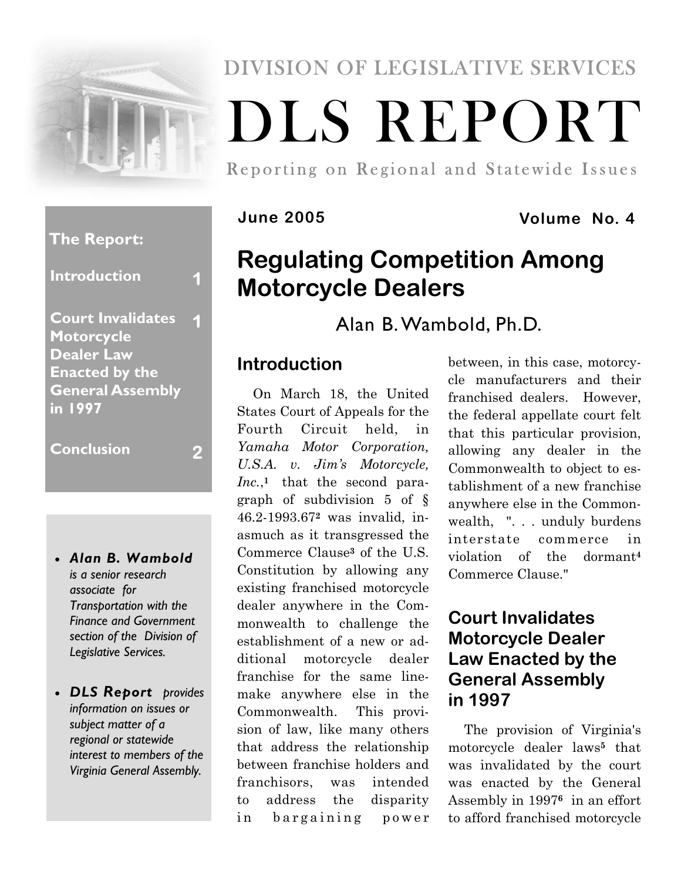DIVISION OF LEGISLATIVE SERVICES

# DLS REPORT

Reporting on Regional and Statewide Issues

June 2005 — Volume No. 4

**The Report:**

- Introduction 1
- Court Invalidates Motorcycle Dealer Law Enacted by the General Assembly in 1997 1
- Conclusion 2

- ***Alan B. Wambold*** *is a senior research associate for Transportation with the Finance and Government section of the Division of Legislative Services.*
- ***DLS Report*** *provides information on issues or subject matter of a regional or statewide interest to members of the Virginia General Assembly.*

## Regulating Competition Among Motorcycle Dealers

Alan B. Wambold, Ph.D.

### Introduction

On March 18, the United States Court of Appeals for the Fourth Circuit held, in *Yamaha Motor Corporation, U.S.A. v. Jim's Motorcycle, Inc.*,[1] that the second paragraph of subdivision 5 of § 46.2-1993.67[2] was invalid, inasmuch as it transgressed the Commerce Clause[3] of the U.S. Constitution by allowing any existing franchised motorcycle dealer anywhere in the Commonwealth to challenge the establishment of a new or additional motorcycle dealer franchise for the same line-make anywhere else in the Commonwealth. This provision of law, like many others that address the relationship between franchise holders and franchisors, was intended to address the disparity in bargaining power between, in this case, motorcycle manufacturers and their franchised dealers. However, the federal appellate court felt that this particular provision, allowing any dealer in the Commonwealth to object to establishment of a new franchise anywhere else in the Commonwealth, ". . . unduly burdens interstate commerce in violation of the dormant[4] Commerce Clause."

### Court Invalidates Motorcycle Dealer Law Enacted by the General Assembly in 1997

The provision of Virginia's motorcycle dealer laws[5] that was invalidated by the court was enacted by the General Assembly in 1997[6] in an effort to afford franchised motorcycle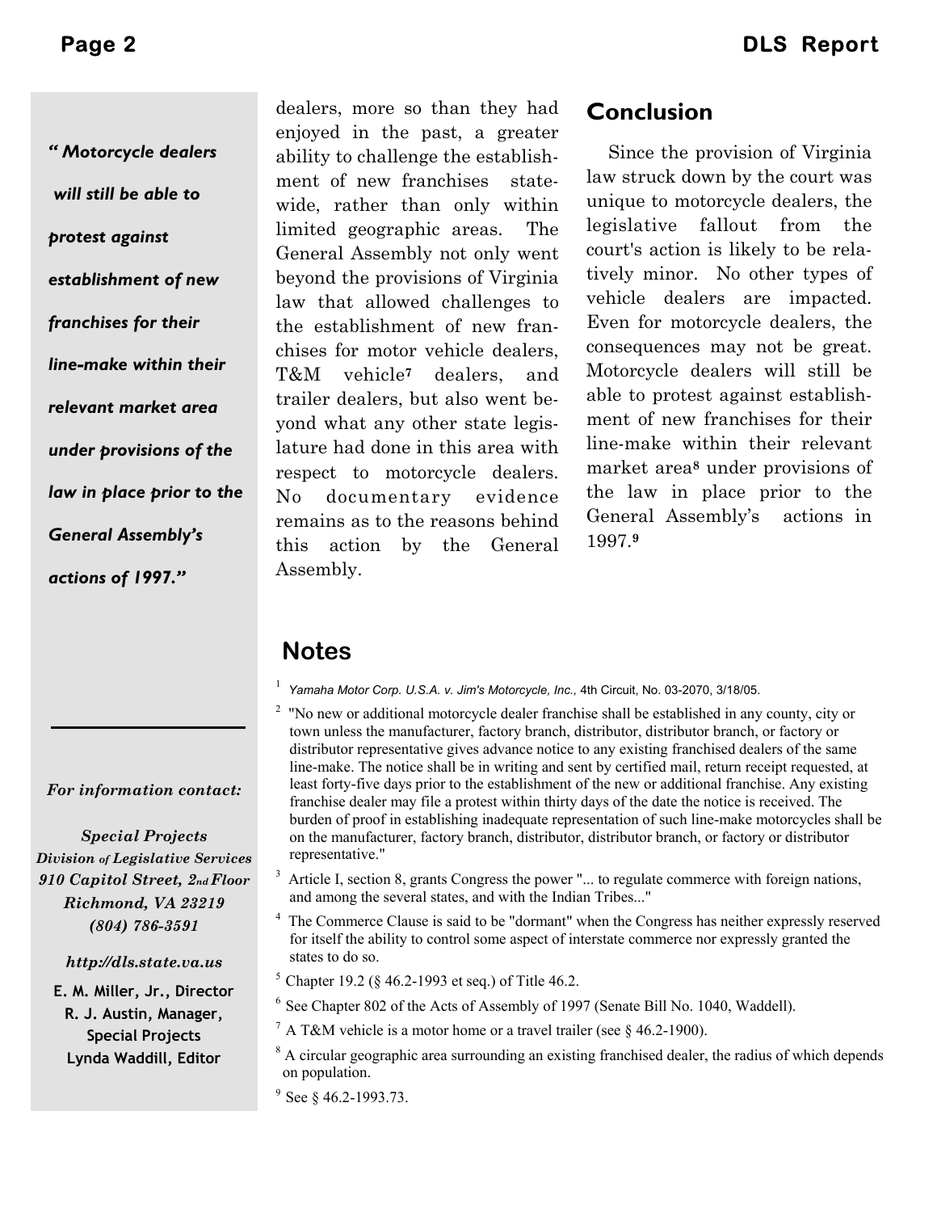> *"Motorcycle dealers will still be able to protest against establishment of new franchises for their line-make within their relevant market area under provisions of the law in place prior to the General Assembly's actions of 1997."*

dealers, more so than they had enjoyed in the past, a greater ability to challenge the establishment of new franchises statewide, rather than only within limited geographic areas. The General Assembly not only went beyond the provisions of Virginia law that allowed challenges to the establishment of new franchises for motor vehicle dealers, T&M vehicle[7] dealers, and trailer dealers, but also went beyond what any other state legislature had done in this area with respect to motorcycle dealers. No documentary evidence remains as to the reasons behind this action by the General Assembly.

## Conclusion

Since the provision of Virginia law struck down by the court was unique to motorcycle dealers, the legislative fallout from the court's action is likely to be relatively minor. No other types of vehicle dealers are impacted. Even for motorcycle dealers, the consequences may not be great. Motorcycle dealers will still be able to protest against establishment of new franchises for their line-make within their relevant market area[8] under provisions of the law in place prior to the General Assembly's actions in 1997.[9]

## Notes

[1] *Yamaha Motor Corp. U.S.A. v. Jim's Motorcycle, Inc.,* 4th Circuit, No. 03-2070, 3/18/05.

[2] "No new or additional motorcycle dealer franchise shall be established in any county, city or town unless the manufacturer, factory branch, distributor, distributor branch, or factory or distributor representative gives advance notice to any existing franchised dealers of the same line-make. The notice shall be in writing and sent by certified mail, return receipt requested, at least forty-five days prior to the establishment of the new or additional franchise. Any existing franchise dealer may file a protest within thirty days of the date the notice is received. The burden of proof in establishing inadequate representation of such line-make motorcycles shall be on the manufacturer, factory branch, distributor, distributor branch, or factory or distributor representative."

[3] Article I, section 8, grants Congress the power "... to regulate commerce with foreign nations, and among the several states, and with the Indian Tribes..."

[4] The Commerce Clause is said to be "dormant" when the Congress has neither expressly reserved for itself the ability to control some aspect of interstate commerce nor expressly granted the states to do so.

[5] Chapter 19.2 (§ 46.2-1993 et seq.) of Title 46.2.

[6] See Chapter 802 of the Acts of Assembly of 1997 (Senate Bill No. 1040, Waddell).

[7] A T&M vehicle is a motor home or a travel trailer (see § 46.2-1900).

[8] A circular geographic area surrounding an existing franchised dealer, the radius of which depends on population.

[9] See § 46.2-1993.73.

---

*For information contact:*

***Special Projects***
***Division of Legislative Services***
***910 Capitol Street, 2nd Floor***
***Richmond, VA 23219***
***(804) 786-3591***

*http://dls.state.va.us*

**E. M. Miller, Jr., Director**
**R. J. Austin, Manager, Special Projects**
**Lynda Waddill, Editor**